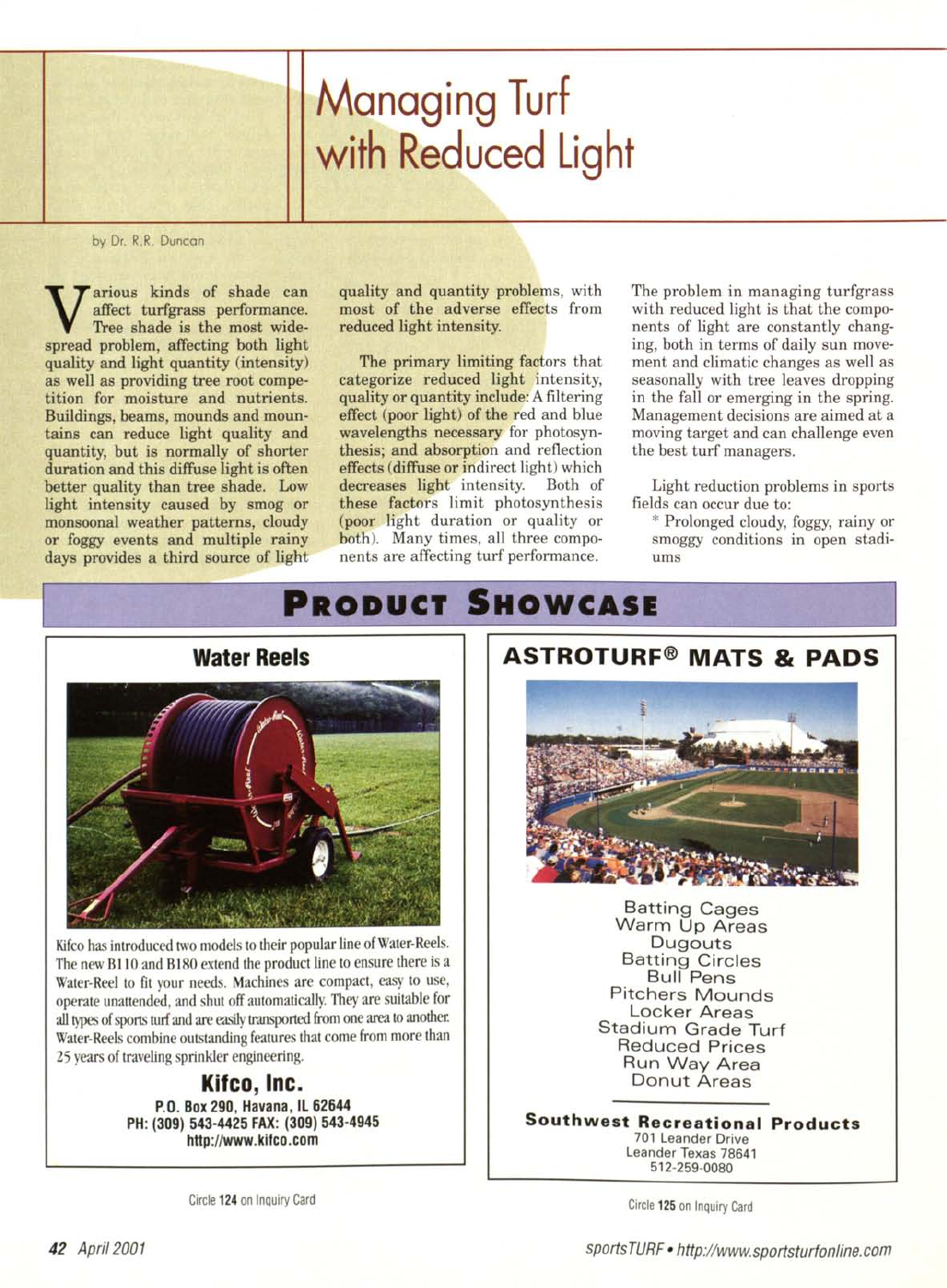# Managing Turf with Reduced Light

by Dr. R.R. Duncan

Various kinds of shade can affect turfgrass performance. Tree shade is the most widespread problem, affecting both light quality and light quantity (intensity) as well as providing tree root competition for moisture and nutrients. Buildings, beams, mounds and mountains can reduce light quality and quantity, but is normally of shorter duration and this diffuse light is often better quality than tree shade. Low light intensity caused by smog or monsoonal weather patterns, cloudy or foggy events and multiple rainy days provides a third source of light quality and quantity problems, with most of the adverse effects from reduced light intensity.

The primary limiting factors that categorize reduced light intensity, quality or quantity include: A filtering effect (poor light) of the red and blue wavelengths necessary for photosynthesis; and absorption and reflection effects (diffuse or indirect light) which decreases light intensity. Both of these factors limit photosynthesis (poor light duration or quality or both). Many times, all three components are affecting turf performance.

The problem in managing turfgrass with reduced light is that the components of light are constantly changing, both in terms of daily sun movement and climatic changes as well as seasonally with tree leaves dropping in the fall or emerging in the spring. Management decisions are aimed at a moving target and can challenge even the best turf managers.

Light reduction problems in sports fields can occur due to:

* Prolonged cloudy, foggy, rainy or smoggy conditions in open stadiums

## PRODUCT SHOWCASE

### Water Reels

Kifco has introduced two models to their popular line of Water-Reels. The new B110 and B180 extend the product line to ensure there is a Water-Reel to fit your needs. Machines are compact, easy to use, operate unattended, and shut off automatically. They are suitable for all types of sports turf and are easily transported from one area to another. Water-Reels combine outstanding features that come from more than 25 years of traveling sprinkler engineering.

**Kifco, Inc.**
P.O. Box 290, Havana, IL 62644
PH: (309) 543-4425 FAX: (309) 543-4945
http://www.kifco.com

Circle 124 on Inquiry Card

### ASTROTURF® MATS & PADS

Batting Cages
Warm Up Areas
Dugouts
Batting Circles
Bull Pens
Pitchers Mounds
Locker Areas
Stadium Grade Turf
Reduced Prices
Run Way Area
Donut Areas

**Southwest Recreational Products**
701 Leander Drive
Leander Texas 78641
512-259-0080

Circle 125 on Inquiry Card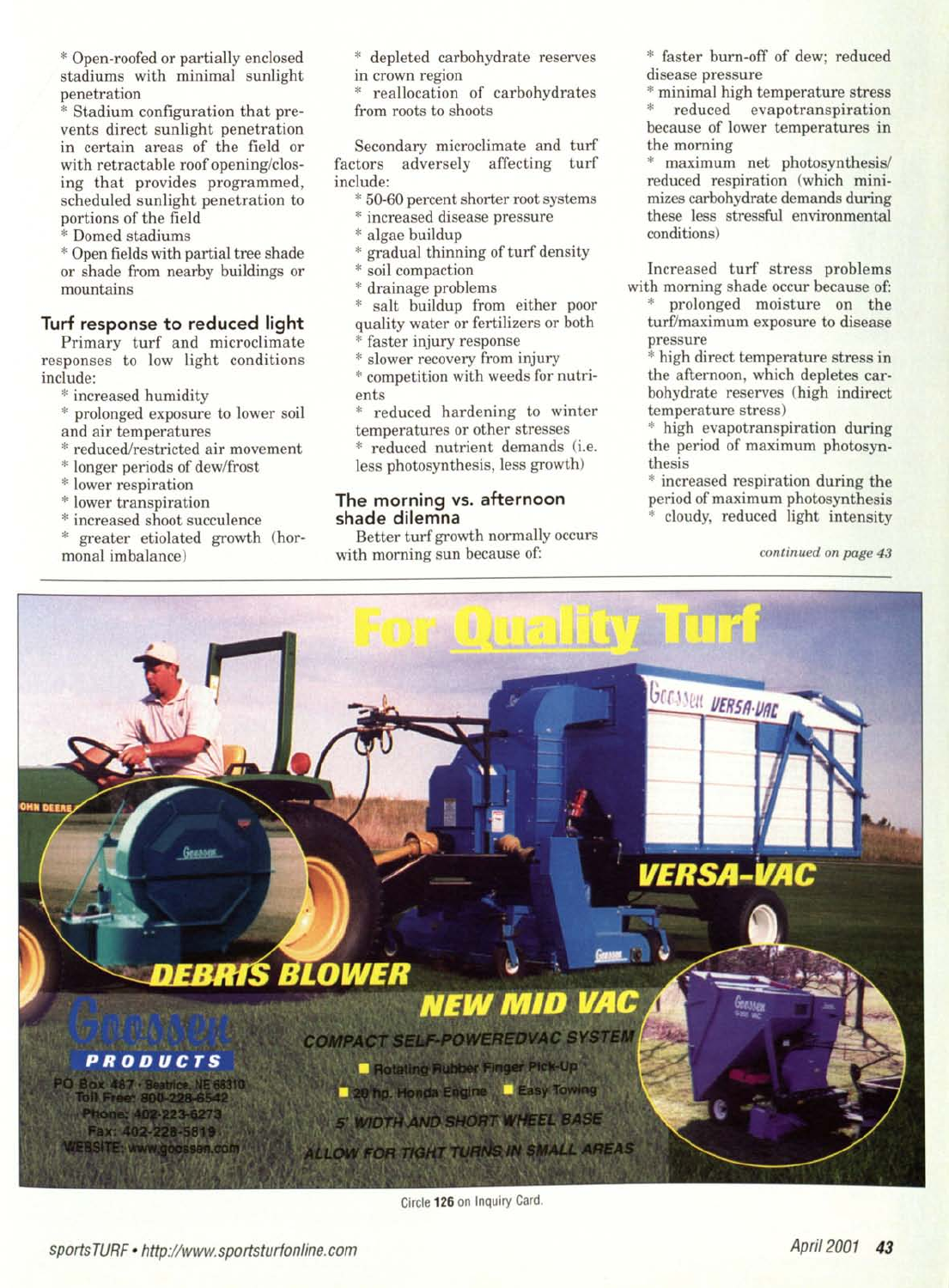* Open-roofed or partially enclosed stadiums with minimal sunlight penetration
* Stadium configuration that prevents direct sunlight penetration in certain areas of the field or with retractable roof opening/closing that provides programmed, scheduled sunlight penetration to portions of the field
* Domed stadiums
* Open fields with partial tree shade or shade from nearby buildings or mountains

## Turf response to reduced light

Primary turf and microclimate responses to low light conditions include:

* increased humidity
* prolonged exposure to lower soil and air temperatures
* reduced/restricted air movement
* longer periods of dew/frost
* lower respiration
* lower transpiration
* increased shoot succulence
* greater etiolated growth (hormonal imbalance)
* depleted carbohydrate reserves in crown region
* reallocation of carbohydrates from roots to shoots

Secondary microclimate and turf factors adversely affecting turf include:

* 50-60 percent shorter root systems
* increased disease pressure
* algae buildup
* gradual thinning of turf density
* soil compaction
* drainage problems
* salt buildup from either poor quality water or fertilizers or both
* faster injury response
* slower recovery from injury
* competition with weeds for nutrients
* reduced hardening to winter temperatures or other stresses
* reduced nutrient demands (i.e. less photosynthesis, less growth)

## The morning vs. afternoon shade dilemna

Better turf growth normally occurs with morning sun because of:

* faster burn-off of dew; reduced disease pressure
* minimal high temperature stress
* reduced evapotranspiration because of lower temperatures in the morning
* maximum net photosynthesis/reduced respiration (which minimizes carbohydrate demands during these less stressful environmental conditions)

Increased turf stress problems with morning shade occur because of:

* prolonged moisture on the turf/maximum exposure to disease pressure
* high direct temperature stress in the afternoon, which depletes carbohydrate reserves (high indirect temperature stress)
* high evapotranspiration during the period of maximum photosynthesis
* increased respiration during the period of maximum photosynthesis
* cloudy, reduced light intensity

*continued on page 43*

For Quality Turf

VERSA-VAC

DEBRIS BLOWER

NEW MID VAC

COMPACT SELF-POWEREDVAC SYSTEM

Rotating Rubber Finger Pick-Up

20 hp. Honda Engine | Easy Towing

5' WIDTH AND SHORT WHEEL BASE

ALLOW FOR TIGHT TURNS IN SMALL AREAS

Goossen PRODUCTS

PO Box 487 · Beatrice, NE 68310
Toll Free: 800-228-6542
Phone: 402-223-6273
Fax: 402-228-5819
WEBSITE: www.goossen.com

Circle 126 on Inquiry Card.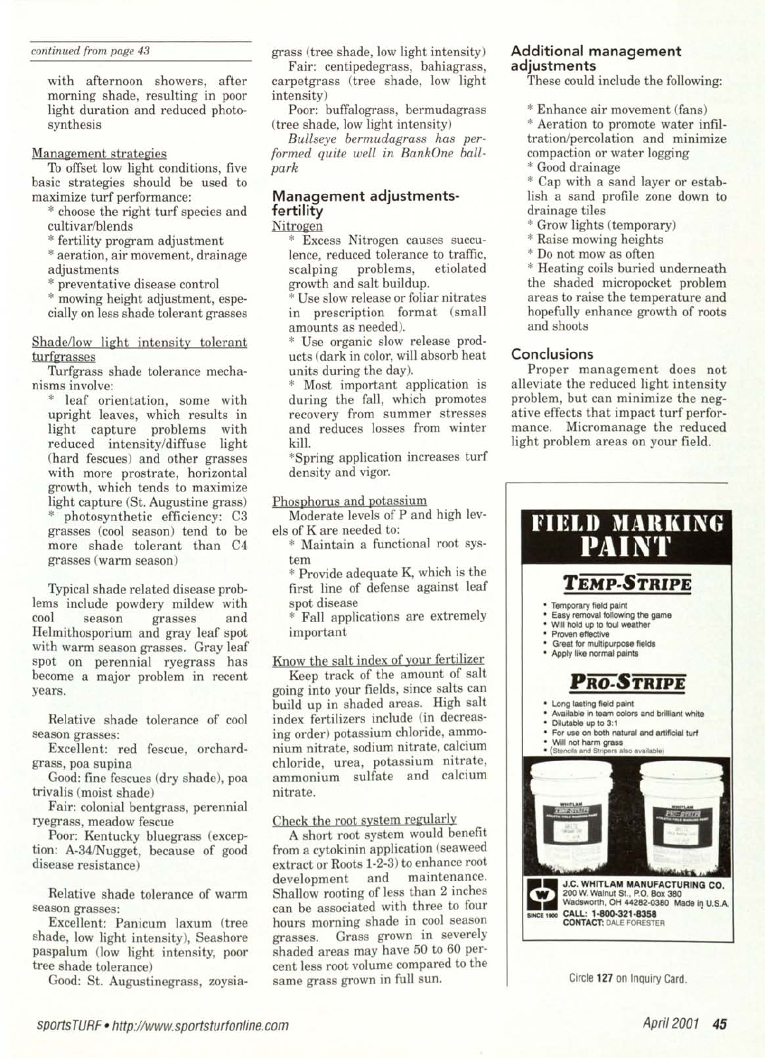*continued from page 43*

with afternoon showers, after morning shade, resulting in poor light duration and reduced photosynthesis

Management strategies

To offset low light conditions, five basic strategies should be used to maximize turf performance:

* choose the right turf species and cultivar/blends
* fertility program adjustment
* aeration, air movement, drainage adjustments
* preventative disease control
* mowing height adjustment, especially on less shade tolerant grasses

Shade/low light intensity tolerant turfgrasses

Turfgrass shade tolerance mechanisms involve:

* leaf orientation, some with upright leaves, which results in light capture problems with reduced intensity/diffuse light (hard fescues) and other grasses with more prostrate, horizontal growth, which tends to maximize light capture (St. Augustine grass)
* photosynthetic efficiency: C3 grasses (cool season) tend to be more shade tolerant than C4 grasses (warm season)

Typical shade related disease problems include powdery mildew with cool season grasses and Helmithosporium and gray leaf spot with warm season grasses. Gray leaf spot on perennial ryegrass has become a major problem in recent years.

Relative shade tolerance of cool season grasses:

Excellent: red fescue, orchardgrass, poa supina

Good: fine fescues (dry shade), poa trivalis (moist shade)

Fair: colonial bentgrass, perennial ryegrass, meadow fescue

Poor: Kentucky bluegrass (exception: A-34/Nugget, because of good disease resistance)

Relative shade tolerance of warm season grasses:

Excellent: Panicum laxum (tree shade, low light intensity), Seashore paspalum (low light intensity, poor tree shade tolerance)

Good: St. Augustinegrass, zoysiagrass (tree shade, low light intensity)

Fair: centipedegrass, bahiagrass, carpetgrass (tree shade, low light intensity)

Poor: buffalograss, bermudagrass (tree shade, low light intensity)

*Bullseye bermudagrass has performed quite well in BankOne ballpark*

## Management adjustments-fertility

Nitrogen

* Excess Nitrogen causes succulence, reduced tolerance to traffic, scalping problems, etiolated growth and salt buildup.
* Use slow release or foliar nitrates in prescription format (small amounts as needed).
* Use organic slow release products (dark in color, will absorb heat units during the day).
* Most important application is during the fall, which promotes recovery from summer stresses and reduces losses from winter kill.
*Spring application increases turf density and vigor.

Phosphorus and potassium

Moderate levels of P and high levels of K are needed to:

* Maintain a functional root system
* Provide adequate K, which is the first line of defense against leaf spot disease
* Fall applications are extremely important

Know the salt index of your fertilizer

Keep track of the amount of salt going into your fields, since salts can build up in shaded areas. High salt index fertilizers include (in decreasing order) potassium chloride, ammonium nitrate, sodium nitrate, calcium chloride, urea, potassium nitrate, ammonium sulfate and calcium nitrate.

Check the root system regularly

A short root system would benefit from a cytokinin application (seaweed extract or Roots 1-2-3) to enhance root development and maintenance. Shallow rooting of less than 2 inches can be associated with three to four hours morning shade in cool season grasses. Grass grown in severely shaded areas may have 50 to 60 percent less root volume compared to the same grass grown in full sun.

## Additional management adjustments

These could include the following:

* Enhance air movement (fans)
* Aeration to promote water infiltration/percolation and minimize compaction or water logging
* Good drainage
* Cap with a sand layer or establish a sand profile zone down to drainage tiles
* Grow lights (temporary)
* Raise mowing heights
* Do not mow as often
* Heating coils buried underneath the shaded micropocket problem areas to raise the temperature and hopefully enhance growth of roots and shoots

## Conclusions

Proper management does not alleviate the reduced light intensity problem, but can minimize the negative effects that impact turf performance. Micromanage the reduced light problem areas on your field.

# FIELD MARKING PAINT

## TEMP-STRIPE

- Temporary field paint
- Easy removal following the game
- Will hold up to foul weather
- Proven effective
- Great for multipurpose fields
- Apply like normal paints

## PRO-STRIPE

- Long lasting field paint
- Available in team colors and brilliant white
- Dilutable up to 3:1
- For use on both natural and artificial turf
- Will not harm grass
- (Stencils and Stripers also available)

J.C. WHITLAM MANUFACTURING CO.
200 W. Walnut St., P.O. Box 380
Wadsworth, OH 44282-0380 Made in U.S.A.
SINCE 1900 CALL: 1-800-321-8358
CONTACT: DALE FORESTER

Circle 127 on Inquiry Card.